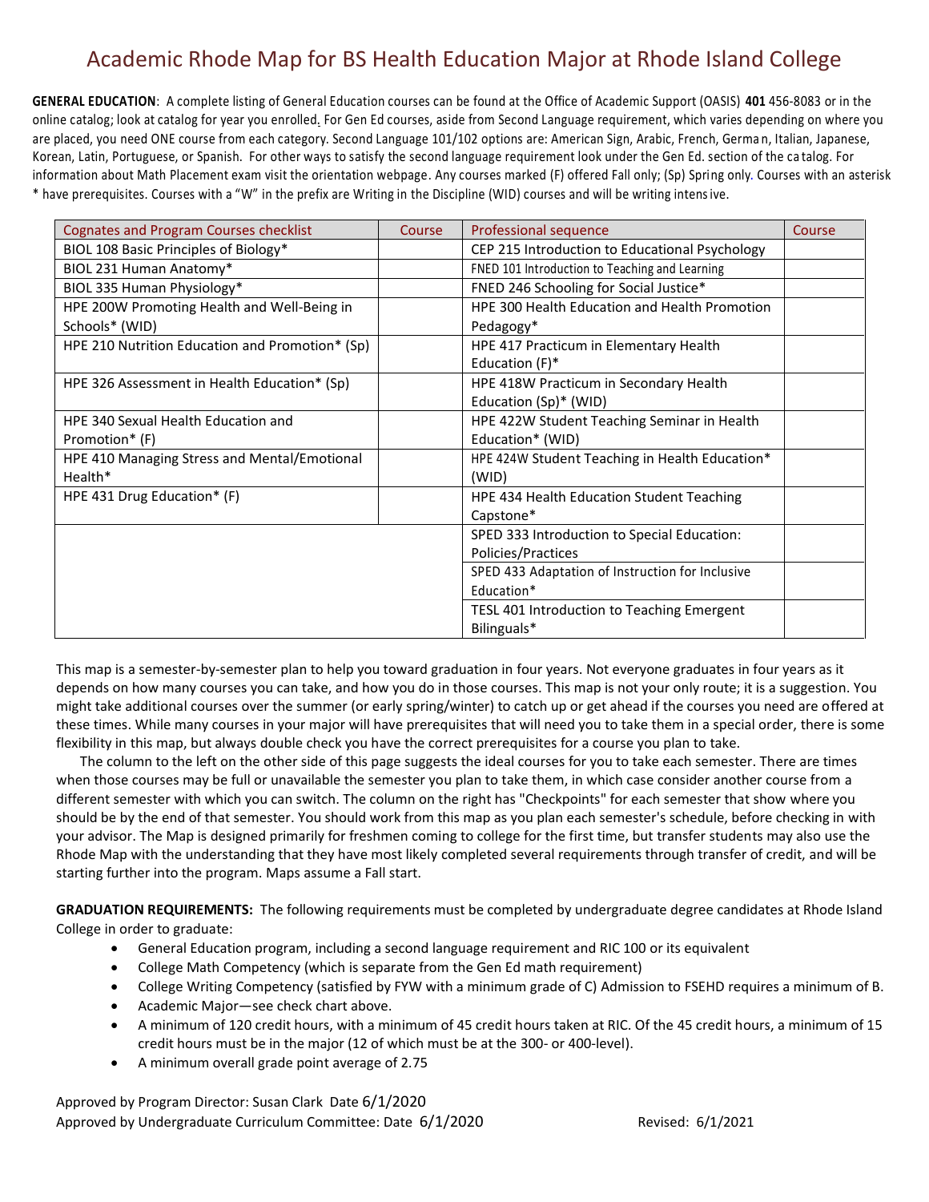# Academic Rhode Map for BS Health Education Major at Rhode Island College

**GENERAL EDUCATION**: A complete listing of General Education courses can be found at the Office of Academic Support (OASIS) **401** 456-8083 or in the online catalog; look at catalog for year you enrolled. For Gen Ed courses, aside from Second Language requirement, which varies depending on where you are placed, you need ONE course from each category. Second Language 101/102 options are: American Sign, Arabic, French, German, Italian, Japanese, Korean, Latin, Portuguese, or Spanish. For other ways to satisfy the second language requirement look under the Gen Ed. section of the catalog. For information about Math Placement exam visit the orientation webpage. Any courses marked (F) offered Fall only; (Sp) Spring only. Courses with an asterisk * have prerequisites. Courses with a "W" in the prefix are Writing in the Discipline (WID) courses and will be writing intensive.

| Cognates and Program Courses checklist | Course | Professional sequence | Course |
|---|---|---|---|
| BIOL 108 Basic Principles of Biology* | | CEP 215 Introduction to Educational Psychology | |
| BIOL 231 Human Anatomy* | | FNED 101 Introduction to Teaching and Learning | |
| BIOL 335 Human Physiology* | | FNED 246 Schooling for Social Justice* | |
| HPE 200W Promoting Health and Well-Being in Schools* (WID) | | HPE 300 Health Education and Health Promotion Pedagogy* | |
| HPE 210 Nutrition Education and Promotion* (Sp) | | HPE 417 Practicum in Elementary Health Education (F)* | |
| HPE 326 Assessment in Health Education* (Sp) | | HPE 418W Practicum in Secondary Health Education (Sp)* (WID) | |
| HPE 340 Sexual Health Education and Promotion* (F) | | HPE 422W Student Teaching Seminar in Health Education* (WID) | |
| HPE 410 Managing Stress and Mental/Emotional Health* | | HPE 424W Student Teaching in Health Education* (WID) | |
| HPE 431 Drug Education* (F) | | HPE 434 Health Education Student Teaching Capstone* | |
| | | SPED 333 Introduction to Special Education: Policies/Practices | |
| | | SPED 433 Adaptation of Instruction for Inclusive Education* | |
| | | TESL 401 Introduction to Teaching Emergent Bilinguals* | |

This map is a semester-by-semester plan to help you toward graduation in four years. Not everyone graduates in four years as it depends on how many courses you can take, and how you do in those courses. This map is not your only route; it is a suggestion. You might take additional courses over the summer (or early spring/winter) to catch up or get ahead if the courses you need are offered at these times. While many courses in your major will have prerequisites that will need you to take them in a special order, there is some flexibility in this map, but always double check you have the correct prerequisites for a course you plan to take.

The column to the left on the other side of this page suggests the ideal courses for you to take each semester. There are times when those courses may be full or unavailable the semester you plan to take them, in which case consider another course from a different semester with which you can switch. The column on the right has "Checkpoints" for each semester that show where you should be by the end of that semester. You should work from this map as you plan each semester's schedule, before checking in with your advisor. The Map is designed primarily for freshmen coming to college for the first time, but transfer students may also use the Rhode Map with the understanding that they have most likely completed several requirements through transfer of credit, and will be starting further into the program. Maps assume a Fall start.

**GRADUATION REQUIREMENTS:** The following requirements must be completed by undergraduate degree candidates at Rhode Island College in order to graduate:

- General Education program, including a second language requirement and RIC 100 or its equivalent
- College Math Competency (which is separate from the Gen Ed math requirement)
- College Writing Competency (satisfied by FYW with a minimum grade of C) Admission to FSEHD requires a minimum of B.
- Academic Major—see check chart above.
- A minimum of 120 credit hours, with a minimum of 45 credit hours taken at RIC. Of the 45 credit hours, a minimum of 15 credit hours must be in the major (12 of which must be at the 300- or 400-level).
- A minimum overall grade point average of 2.75

Approved by Program Director: Susan Clark Date 6/1/2020
Approved by Undergraduate Curriculum Committee: Date 6/1/2020 Revised: 6/1/2021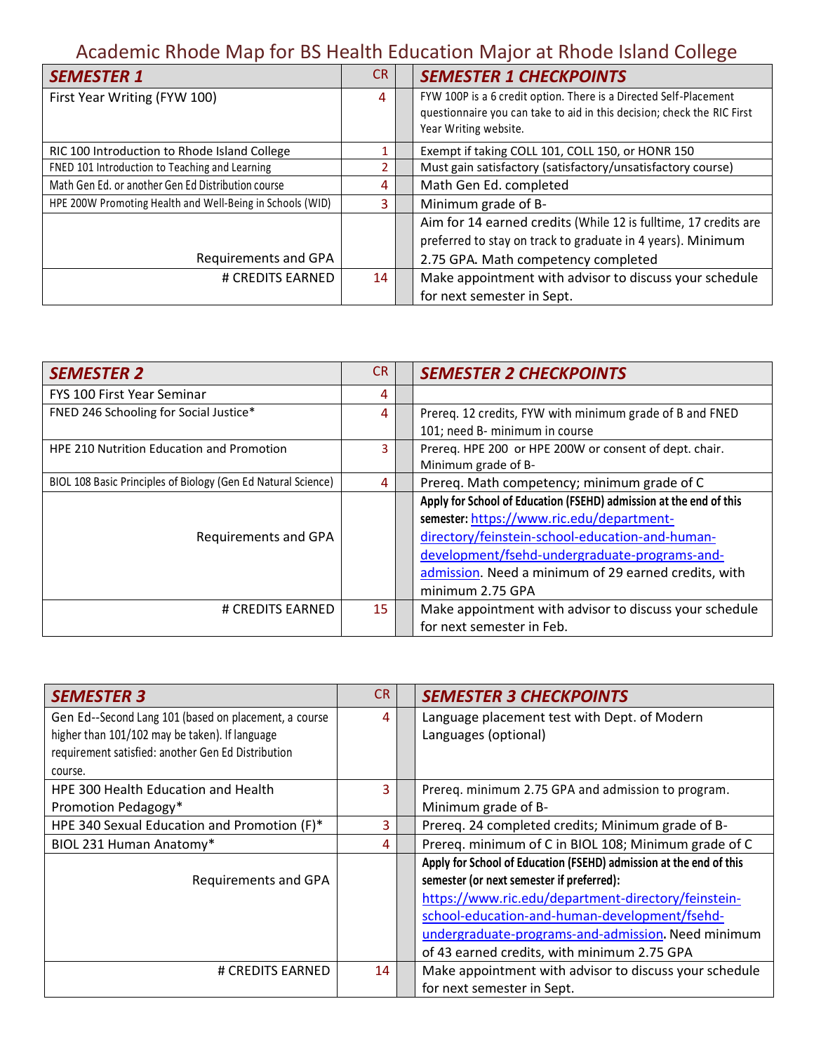# Academic Rhode Map for BS Health Education Major at Rhode Island College

| ***SEMESTER 1*** | CR | | ***SEMESTER 1 CHECKPOINTS*** |
|---|---|---|---|
| First Year Writing (FYW 100) | 4 | | FYW 100P is a 6 credit option. There is a Directed Self-Placement questionnaire you can take to aid in this decision; check the RIC First Year Writing website. |
| RIC 100 Introduction to Rhode Island College | 1 | | Exempt if taking COLL 101, COLL 150, or HONR 150 |
| FNED 101 Introduction to Teaching and Learning | 2 | | Must gain satisfactory (satisfactory/unsatisfactory course) |
| Math Gen Ed. or another Gen Ed Distribution course | 4 | | Math Gen Ed. completed |
| HPE 200W Promoting Health and Well-Being in Schools (WID) | 3 | | Minimum grade of B- |
| Requirements and GPA | | | Aim for 14 earned credits (While 12 is fulltime, 17 credits are preferred to stay on track to graduate in 4 years). Minimum 2.75 GPA. Math competency completed |
| # CREDITS EARNED | 14 | | Make appointment with advisor to discuss your schedule for next semester in Sept. |

| ***SEMESTER 2*** | CR | | ***SEMESTER 2 CHECKPOINTS*** |
|---|---|---|---|
| FYS 100 First Year Seminar | 4 | | |
| FNED 246 Schooling for Social Justice* | 4 | | Prereq. 12 credits, FYW with minimum grade of B and FNED 101; need B- minimum in course |
| HPE 210 Nutrition Education and Promotion | 3 | | Prereq. HPE 200 or HPE 200W or consent of dept. chair. Minimum grade of B- |
| BIOL 108 Basic Principles of Biology (Gen Ed Natural Science) | 4 | | Prereq. Math competency; minimum grade of C |
| Requirements and GPA | | | **Apply for School of Education (FSEHD) admission at the end of this semester:** https://www.ric.edu/department-directory/feinstein-school-education-and-human-development/fsehd-undergraduate-programs-and-admission. Need a minimum of 29 earned credits, with minimum 2.75 GPA |
| # CREDITS EARNED | 15 | | Make appointment with advisor to discuss your schedule for next semester in Feb. |

| ***SEMESTER 3*** | CR | | ***SEMESTER 3 CHECKPOINTS*** |
|---|---|---|---|
| Gen Ed--Second Lang 101 (based on placement, a course higher than 101/102 may be taken). If language requirement satisfied: another Gen Ed Distribution course. | 4 | | Language placement test with Dept. of Modern Languages (optional) |
| HPE 300 Health Education and Health Promotion Pedagogy* | 3 | | Prereq. minimum 2.75 GPA and admission to program. Minimum grade of B- |
| HPE 340 Sexual Education and Promotion (F)* | 3 | | Prereq. 24 completed credits; Minimum grade of B- |
| BIOL 231 Human Anatomy* | 4 | | Prereq. minimum of C in BIOL 108; Minimum grade of C |
| Requirements and GPA | | | **Apply for School of Education (FSEHD) admission at the end of this semester (or next semester if preferred):** https://www.ric.edu/department-directory/feinstein-school-education-and-human-development/fsehd-undergraduate-programs-and-admission. Need minimum of 43 earned credits, with minimum 2.75 GPA |
| # CREDITS EARNED | 14 | | Make appointment with advisor to discuss your schedule for next semester in Sept. |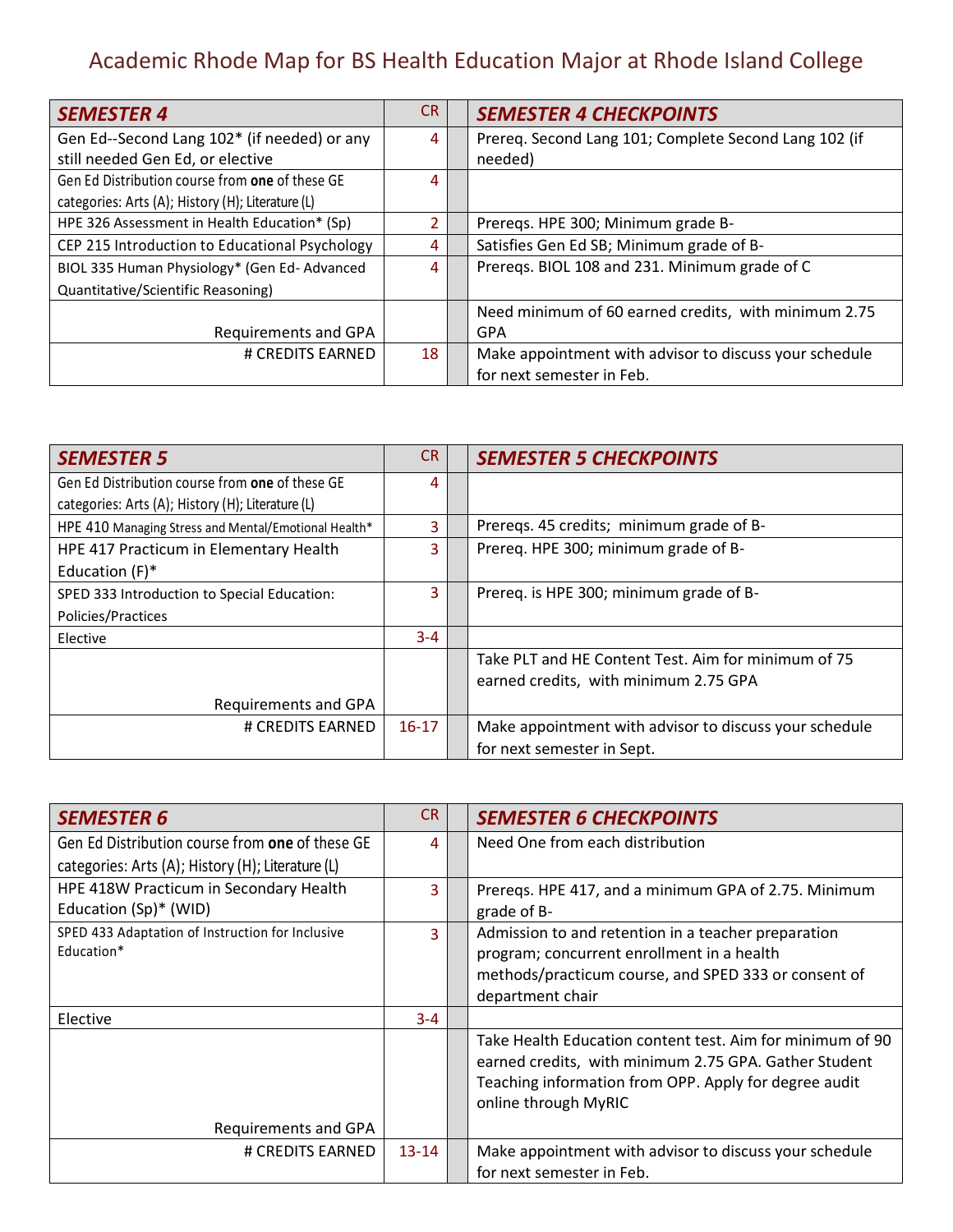# Academic Rhode Map for BS Health Education Major at Rhode Island College

| *SEMESTER 4* | CR | | *SEMESTER 4 CHECKPOINTS* |
|---|---|---|---|
| Gen Ed--Second Lang 102* (if needed) or any still needed Gen Ed, or elective | 4 | | Prereq. Second Lang 101; Complete Second Lang 102 (if needed) |
| Gen Ed Distribution course from **one** of these GE categories: Arts (A); History (H); Literature (L) | 4 | | |
| HPE 326 Assessment in Health Education* (Sp) | 2 | | Prereqs. HPE 300; Minimum grade B- |
| CEP 215 Introduction to Educational Psychology | 4 | | Satisfies Gen Ed SB; Minimum grade of B- |
| BIOL 335 Human Physiology* (Gen Ed- Advanced Quantitative/Scientific Reasoning) | 4 | | Prereqs. BIOL 108 and 231. Minimum grade of C |
| Requirements and GPA | | | Need minimum of 60 earned credits, with minimum 2.75 GPA |
| # CREDITS EARNED | 18 | | Make appointment with advisor to discuss your schedule for next semester in Feb. |

| *SEMESTER 5* | CR | | *SEMESTER 5 CHECKPOINTS* |
|---|---|---|---|
| Gen Ed Distribution course from **one** of these GE categories: Arts (A); History (H); Literature (L) | 4 | | |
| HPE 410 Managing Stress and Mental/Emotional Health* | 3 | | Prereqs. 45 credits; minimum grade of B- |
| HPE 417 Practicum in Elementary Health Education (F)* | 3 | | Prereq. HPE 300; minimum grade of B- |
| SPED 333 Introduction to Special Education: Policies/Practices | 3 | | Prereq. is HPE 300; minimum grade of B- |
| Elective | 3-4 | | |
| Requirements and GPA | | | Take PLT and HE Content Test. Aim for minimum of 75 earned credits, with minimum 2.75 GPA |
| # CREDITS EARNED | 16-17 | | Make appointment with advisor to discuss your schedule for next semester in Sept. |

| *SEMESTER 6* | CR | | *SEMESTER 6 CHECKPOINTS* |
|---|---|---|---|
| Gen Ed Distribution course from **one** of these GE categories: Arts (A); History (H); Literature (L) | 4 | | Need One from each distribution |
| HPE 418W Practicum in Secondary Health Education (Sp)* (WID) | 3 | | Prereqs. HPE 417, and a minimum GPA of 2.75. Minimum grade of B- |
| SPED 433 Adaptation of Instruction for Inclusive Education* | 3 | | Admission to and retention in a teacher preparation program; concurrent enrollment in a health methods/practicum course, and SPED 333 or consent of department chair |
| Elective | 3-4 | | |
| Requirements and GPA | | | Take Health Education content test. Aim for minimum of 90 earned credits, with minimum 2.75 GPA. Gather Student Teaching information from OPP. Apply for degree audit online through MyRIC |
| # CREDITS EARNED | 13-14 | | Make appointment with advisor to discuss your schedule for next semester in Feb. |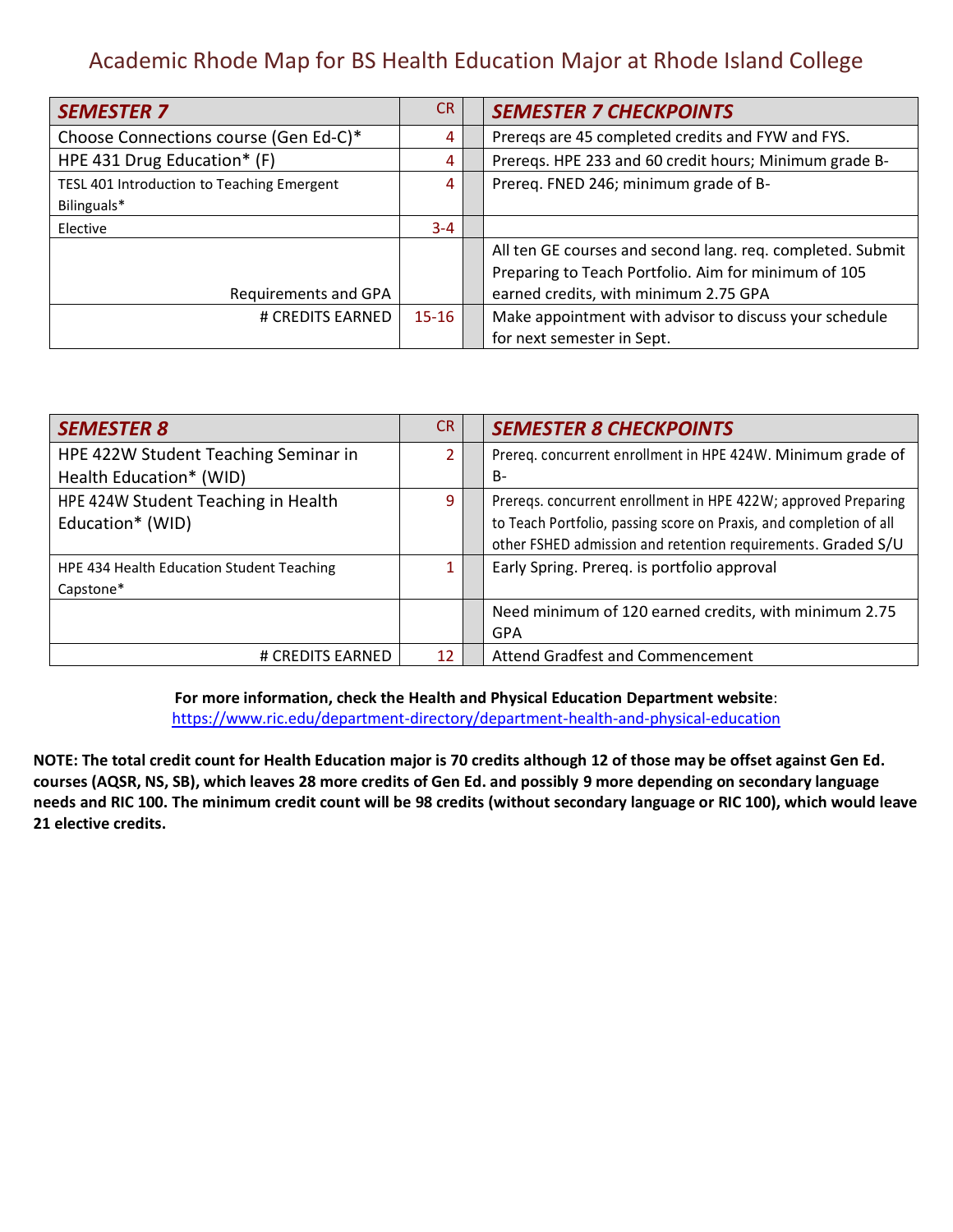# Academic Rhode Map for BS Health Education Major at Rhode Island College

| ***SEMESTER 7*** | CR | | ***SEMESTER 7 CHECKPOINTS*** |
|---|---|---|---|
| Choose Connections course (Gen Ed-C)* | 4 | | Prereqs are 45 completed credits and FYW and FYS. |
| HPE 431 Drug Education* (F) | 4 | | Prereqs. HPE 233 and 60 credit hours; Minimum grade B- |
| TESL 401 Introduction to Teaching Emergent Bilinguals* | 4 | | Prereq. FNED 246; minimum grade of B- |
| Elective | 3-4 | | |
| Requirements and GPA | | | All ten GE courses and second lang. req. completed. Submit Preparing to Teach Portfolio. Aim for minimum of 105 earned credits, with minimum 2.75 GPA |
| # CREDITS EARNED | 15-16 | | Make appointment with advisor to discuss your schedule for next semester in Sept. |

| ***SEMESTER 8*** | CR | | ***SEMESTER 8 CHECKPOINTS*** |
|---|---|---|---|
| HPE 422W Student Teaching Seminar in Health Education* (WID) | 2 | | Prereq. concurrent enrollment in HPE 424W. Minimum grade of B- |
| HPE 424W Student Teaching in Health Education* (WID) | 9 | | Prereqs. concurrent enrollment in HPE 422W; approved Preparing to Teach Portfolio, passing score on Praxis, and completion of all other FSHED admission and retention requirements. Graded S/U |
| HPE 434 Health Education Student Teaching Capstone* | 1 | | Early Spring. Prereq. is portfolio approval |
| | | | Need minimum of 120 earned credits, with minimum 2.75 GPA |
| # CREDITS EARNED | 12 | | Attend Gradfest and Commencement |

**For more information, check the Health and Physical Education Department website**:
https://www.ric.edu/department-directory/department-health-and-physical-education

**NOTE: The total credit count for Health Education major is 70 credits although 12 of those may be offset against Gen Ed. courses (AQSR, NS, SB), which leaves 28 more credits of Gen Ed. and possibly 9 more depending on secondary language needs and RIC 100. The minimum credit count will be 98 credits (without secondary language or RIC 100), which would leave 21 elective credits.**